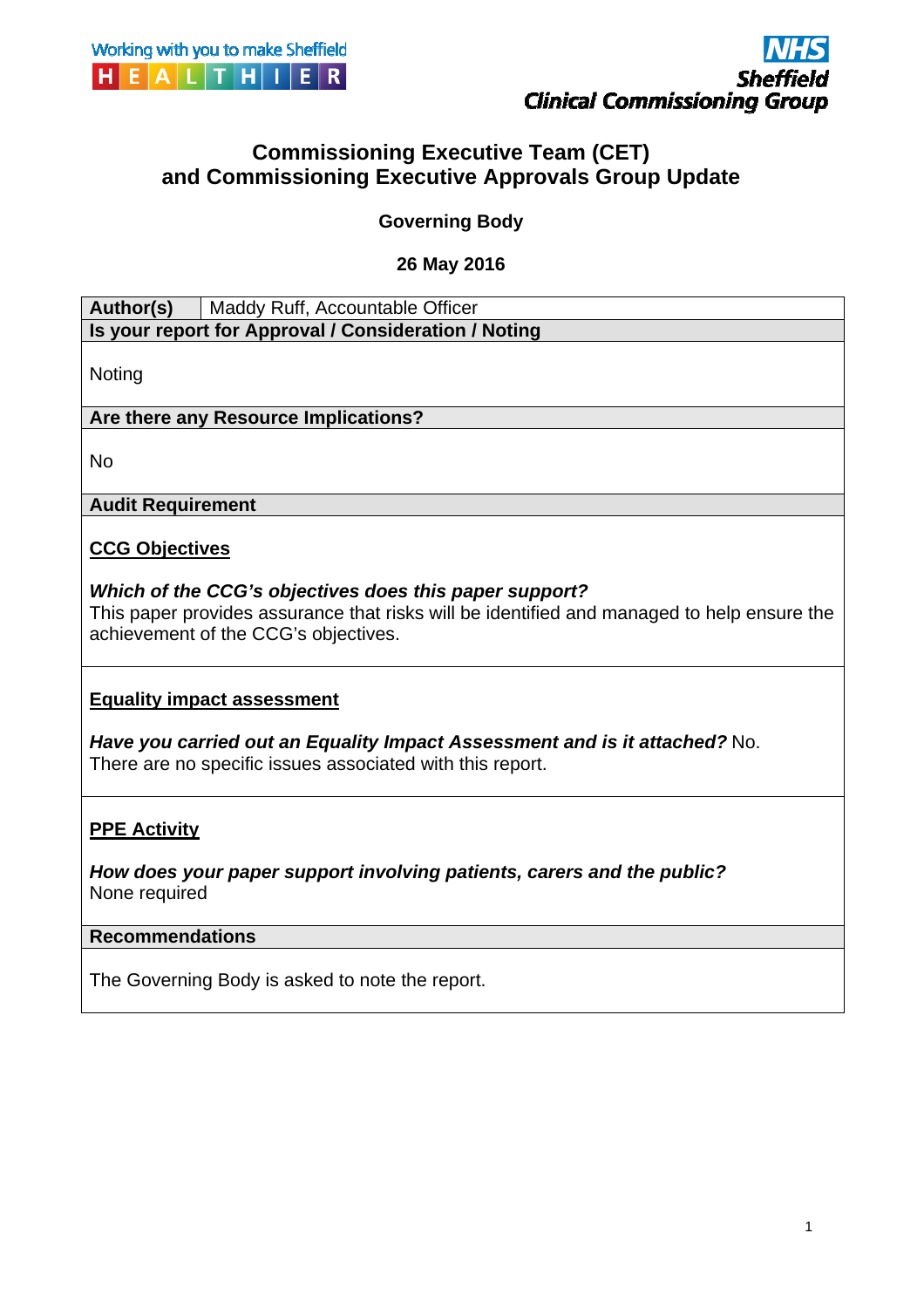Working with you to make Sheffield HEALTHIER

NHS Sheffield Clinical Commissioning Group

# Commissioning Executive Team (CET) and Commissioning Executive Approvals Group Update

**Governing Body**

**26 May 2016**

| **Author(s)** | Maddy Ruff, Accountable Officer |
|---|---|

**Is your report for Approval / Consideration / Noting**

Noting

**Are there any Resource Implications?**

No

**Audit Requirement**

**CCG Objectives**

***Which of the CCG's objectives does this paper support?***
This paper provides assurance that risks will be identified and managed to help ensure the achievement of the CCG's objectives.

**Equality impact assessment**

***Have you carried out an Equality Impact Assessment and is it attached?*** No.
There are no specific issues associated with this report.

**PPE Activity**

***How does your paper support involving patients, carers and the public?***
None required

**Recommendations**

The Governing Body is asked to note the report.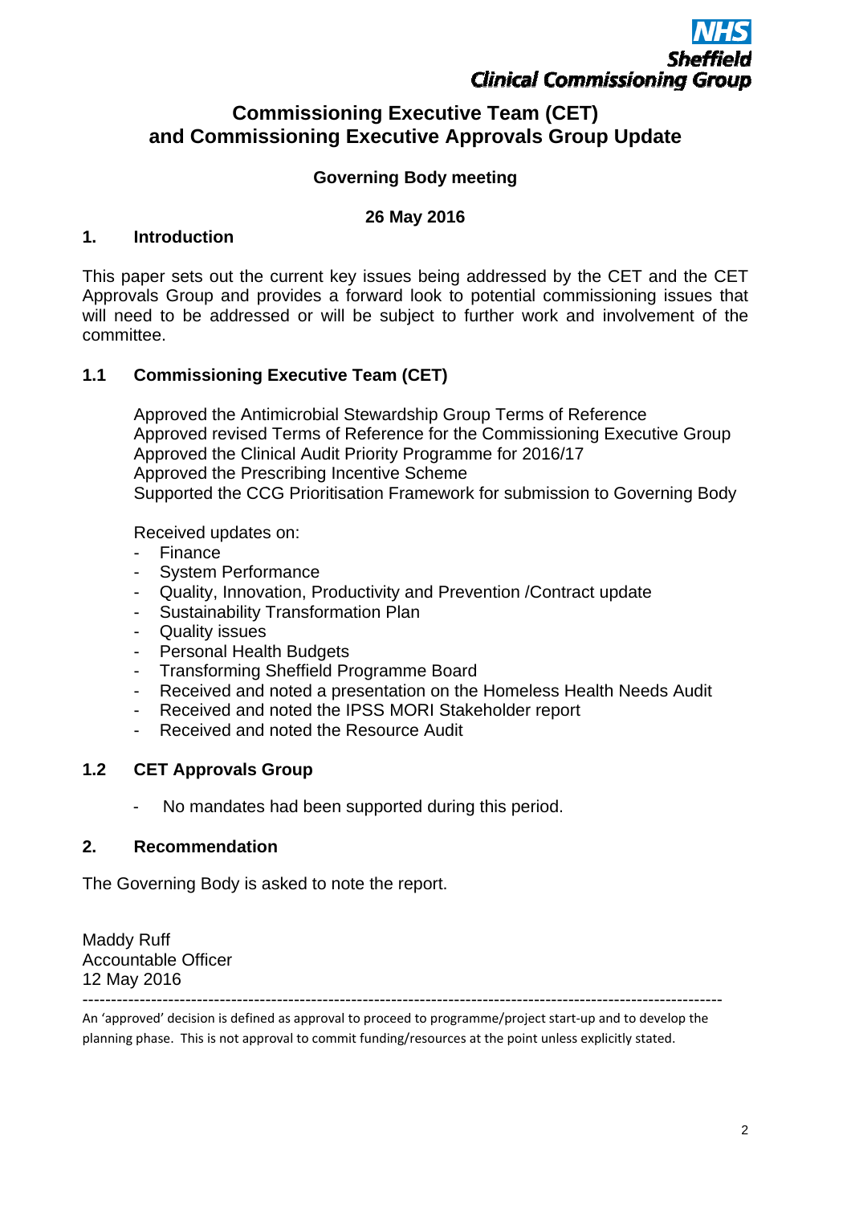NHS Sheffield Clinical Commissioning Group

# Commissioning Executive Team (CET) and Commissioning Executive Approvals Group Update

**Governing Body meeting**

**26 May 2016**

## 1. Introduction

This paper sets out the current key issues being addressed by the CET and the CET Approvals Group and provides a forward look to potential commissioning issues that will need to be addressed or will be subject to further work and involvement of the committee.

### 1.1 Commissioning Executive Team (CET)

Approved the Antimicrobial Stewardship Group Terms of Reference
Approved revised Terms of Reference for the Commissioning Executive Group
Approved the Clinical Audit Priority Programme for 2016/17
Approved the Prescribing Incentive Scheme
Supported the CCG Prioritisation Framework for submission to Governing Body

Received updates on:

- Finance
- System Performance
- Quality, Innovation, Productivity and Prevention /Contract update
- Sustainability Transformation Plan
- Quality issues
- Personal Health Budgets
- Transforming Sheffield Programme Board
- Received and noted a presentation on the Homeless Health Needs Audit
- Received and noted the IPSS MORI Stakeholder report
- Received and noted the Resource Audit

### 1.2 CET Approvals Group

- No mandates had been supported during this period.

## 2. Recommendation

The Governing Body is asked to note the report.

Maddy Ruff
Accountable Officer
12 May 2016

---

An 'approved' decision is defined as approval to proceed to programme/project start-up and to develop the planning phase. This is not approval to commit funding/resources at the point unless explicitly stated.